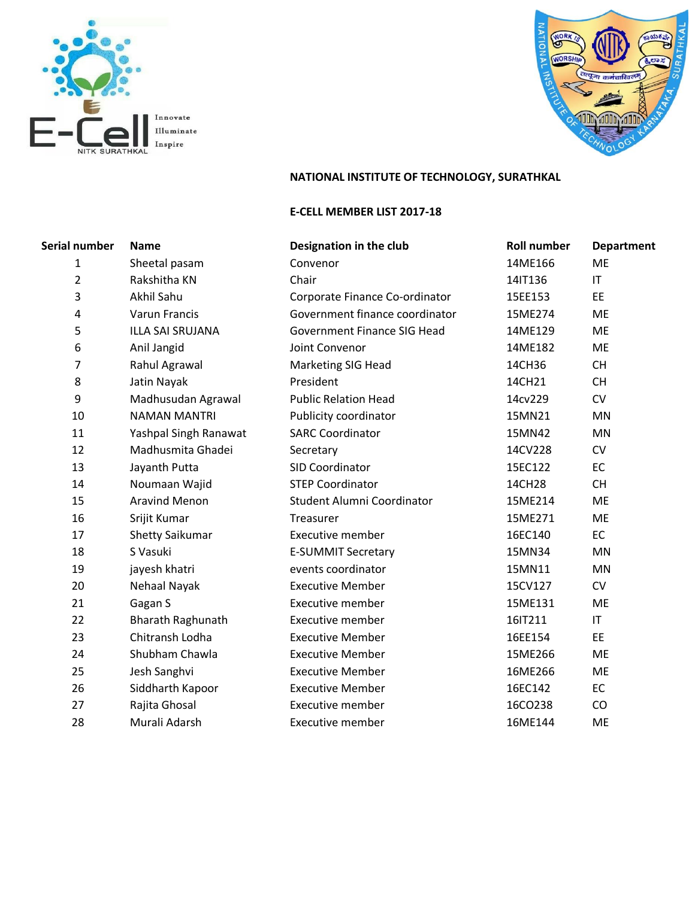**NATIONAL INSTITUTE OF TECHNOLOGY, SURATHKAL**

**E-CELL MEMBER LIST 2017-18**

| Serial number | Name | Designation in the club | Roll number | Department |
|---|---|---|---|---|
| 1 | Sheetal pasam | Convenor | 14ME166 | ME |
| 2 | Rakshitha KN | Chair | 14IT136 | IT |
| 3 | Akhil Sahu | Corporate Finance Co-ordinator | 15EE153 | EE |
| 4 | Varun Francis | Government finance coordinator | 15ME274 | ME |
| 5 | ILLA SAI SRUJANA | Government Finance SIG Head | 14ME129 | ME |
| 6 | Anil Jangid | Joint Convenor | 14ME182 | ME |
| 7 | Rahul Agrawal | Marketing SIG Head | 14CH36 | CH |
| 8 | Jatin Nayak | President | 14CH21 | CH |
| 9 | Madhusudan Agrawal | Public Relation Head | 14cv229 | CV |
| 10 | NAMAN MANTRI | Publicity coordinator | 15MN21 | MN |
| 11 | Yashpal Singh Ranawat | SARC Coordinator | 15MN42 | MN |
| 12 | Madhusmita Ghadei | Secretary | 14CV228 | CV |
| 13 | Jayanth Putta | SID Coordinator | 15EC122 | EC |
| 14 | Noumaan Wajid | STEP Coordinator | 14CH28 | CH |
| 15 | Aravind Menon | Student Alumni Coordinator | 15ME214 | ME |
| 16 | Srijit Kumar | Treasurer | 15ME271 | ME |
| 17 | Shetty Saikumar | Executive member | 16EC140 | EC |
| 18 | S Vasuki | E-SUMMIT Secretary | 15MN34 | MN |
| 19 | jayesh khatri | events coordinator | 15MN11 | MN |
| 20 | Nehaal Nayak | Executive Member | 15CV127 | CV |
| 21 | Gagan S | Executive member | 15ME131 | ME |
| 22 | Bharath Raghunath | Executive member | 16IT211 | IT |
| 23 | Chitransh Lodha | Executive Member | 16EE154 | EE |
| 24 | Shubham Chawla | Executive Member | 15ME266 | ME |
| 25 | Jesh Sanghvi | Executive Member | 16ME266 | ME |
| 26 | Siddharth Kapoor | Executive Member | 16EC142 | EC |
| 27 | Rajita Ghosal | Executive member | 16CO238 | CO |
| 28 | Murali Adarsh | Executive member | 16ME144 | ME |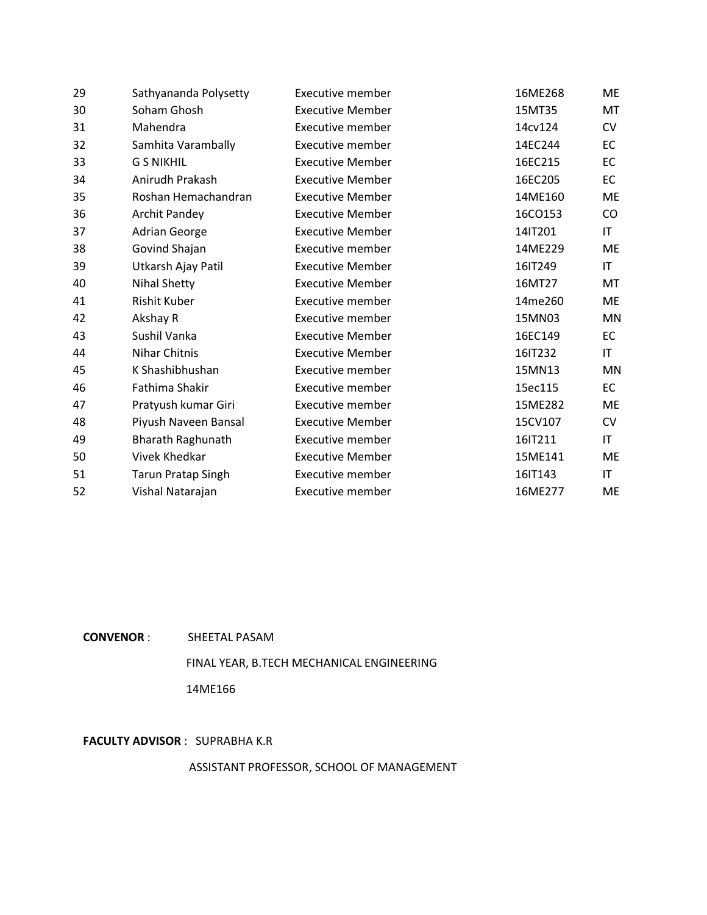| | | | | |
|---|---|---|---|---|
| 29 | Sathyananda Polysetty | Executive member | 16ME268 | ME |
| 30 | Soham Ghosh | Executive Member | 15MT35 | MT |
| 31 | Mahendra | Executive member | 14cv124 | CV |
| 32 | Samhita Varambally | Executive member | 14EC244 | EC |
| 33 | G S NIKHIL | Executive Member | 16EC215 | EC |
| 34 | Anirudh Prakash | Executive Member | 16EC205 | EC |
| 35 | Roshan Hemachandran | Executive Member | 14ME160 | ME |
| 36 | Archit Pandey | Executive Member | 16CO153 | CO |
| 37 | Adrian George | Executive Member | 14IT201 | IT |
| 38 | Govind Shajan | Executive member | 14ME229 | ME |
| 39 | Utkarsh Ajay Patil | Executive Member | 16IT249 | IT |
| 40 | Nihal Shetty | Executive Member | 16MT27 | MT |
| 41 | Rishit Kuber | Executive member | 14me260 | ME |
| 42 | Akshay R | Executive member | 15MN03 | MN |
| 43 | Sushil Vanka | Executive Member | 16EC149 | EC |
| 44 | Nihar Chitnis | Executive Member | 16IT232 | IT |
| 45 | K Shashibhushan | Executive member | 15MN13 | MN |
| 46 | Fathima Shakir | Executive member | 15ec115 | EC |
| 47 | Pratyush kumar Giri | Executive member | 15ME282 | ME |
| 48 | Piyush Naveen Bansal | Executive Member | 15CV107 | CV |
| 49 | Bharath Raghunath | Executive member | 16IT211 | IT |
| 50 | Vivek Khedkar | Executive Member | 15ME141 | ME |
| 51 | Tarun Pratap Singh | Executive member | 16IT143 | IT |
| 52 | Vishal Natarajan | Executive member | 16ME277 | ME |

**CONVENOR** : SHEETAL PASAM

FINAL YEAR, B.TECH MECHANICAL ENGINEERING

14ME166

**FACULTY ADVISOR** : SUPRABHA K.R

ASSISTANT PROFESSOR, SCHOOL OF MANAGEMENT